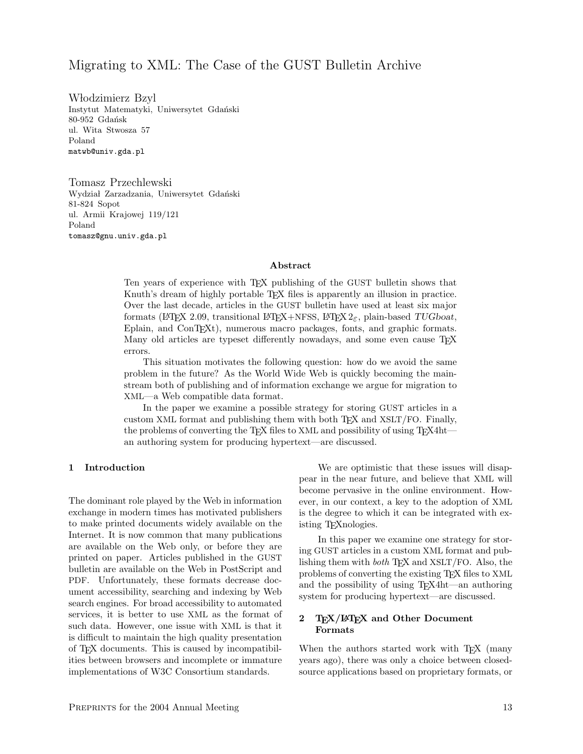# Migrating to XML: The Case of the GUST Bulletin Archive

Włodzimierz Bzyl
Instytut Matematyki, Uniwersytet Gdański
80-952 Gdańsk
ul. Wita Stwosza 57
Poland
matwb@univ.gda.pl

Tomasz Przechlewski
Wydział Zarzadzania, Uniwersytet Gdański
81-824 Sopot
ul. Armii Krajowej 119/121
Poland
tomasz@gnu.univ.gda.pl

### Abstract

Ten years of experience with TEX publishing of the GUST bulletin shows that Knuth's dream of highly portable TEX files is apparently an illusion in practice. Over the last decade, articles in the GUST bulletin have used at least six major formats (LATEX 2.09, transitional LATEX+NFSS, LATEX $2_\varepsilon$, plain-based *TUGboat*, Eplain, and ConTEXt), numerous macro packages, fonts, and graphic formats. Many old articles are typeset differently nowadays, and some even cause TEX errors.

This situation motivates the following question: how do we avoid the same problem in the future? As the World Wide Web is quickly becoming the mainstream both of publishing and of information exchange we argue for migration to XML—a Web compatible data format.

In the paper we examine a possible strategy for storing GUST articles in a custom XML format and publishing them with both TEX and XSLT/FO. Finally, the problems of converting the TEX files to XML and possibility of using TEX4ht—an authoring system for producing hypertext—are discussed.

## 1 Introduction

The dominant role played by the Web in information exchange in modern times has motivated publishers to make printed documents widely available on the Internet. It is now common that many publications are available on the Web only, or before they are printed on paper. Articles published in the GUST bulletin are available on the Web in PostScript and PDF. Unfortunately, these formats decrease document accessibility, searching and indexing by Web search engines. For broad accessibility to automated services, it is better to use XML as the format of such data. However, one issue with XML is that it is difficult to maintain the high quality presentation of TEX documents. This is caused by incompatibilities between browsers and incomplete or immature implementations of W3C Consortium standards.

We are optimistic that these issues will disappear in the near future, and believe that XML will become pervasive in the online environment. However, in our context, a key to the adoption of XML is the degree to which it can be integrated with existing TEXnologies.

In this paper we examine one strategy for storing GUST articles in a custom XML format and publishing them with *both* TEX and XSLT/FO. Also, the problems of converting the existing TEX files to XML and the possibility of using TEX4ht—an authoring system for producing hypertext—are discussed.

## 2 TEX/LATEX and Other Document Formats

When the authors started work with TEX (many years ago), there was only a choice between closed-source applications based on proprietary formats, or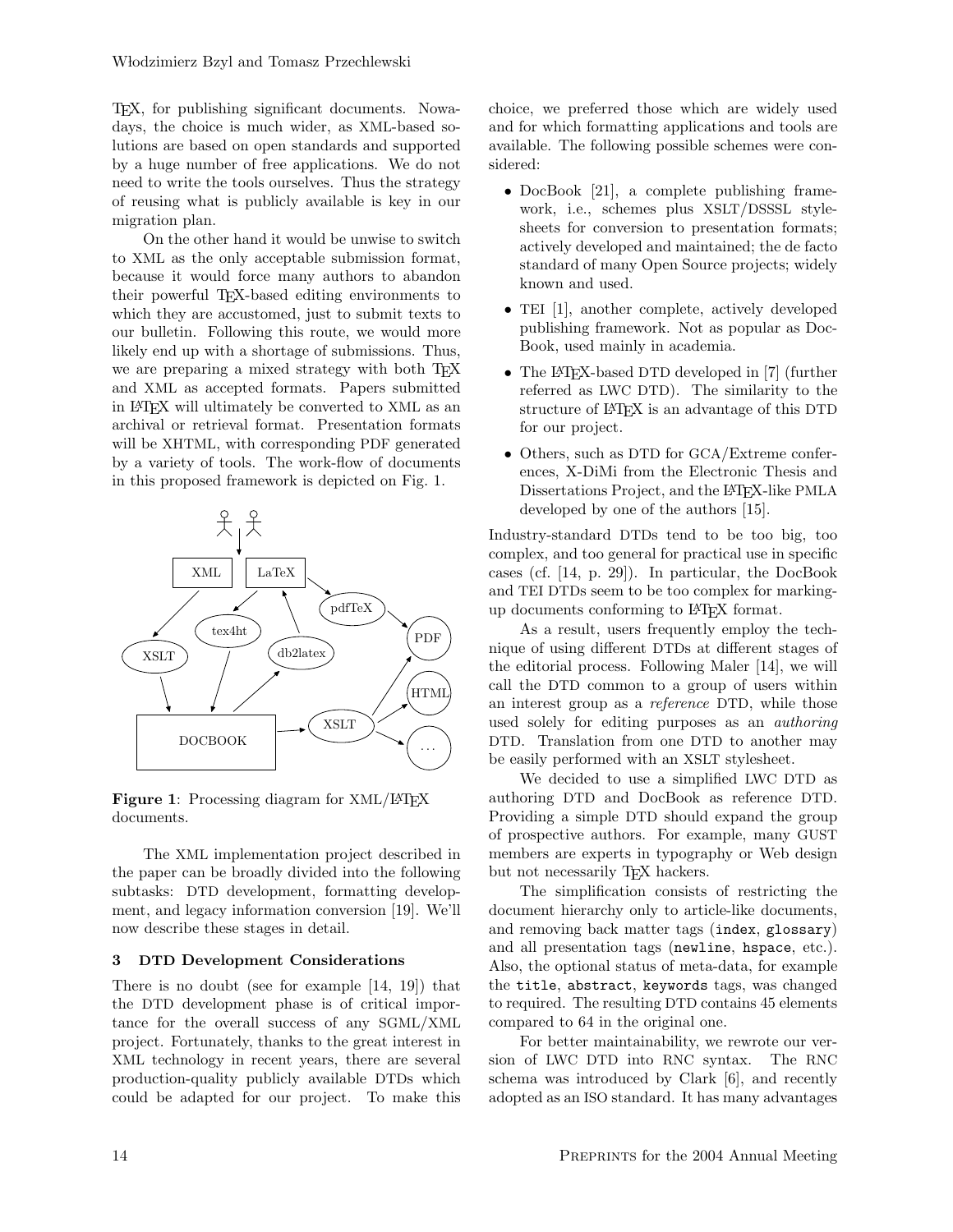TeX, for publishing significant documents. Nowadays, the choice is much wider, as XML-based solutions are based on open standards and supported by a huge number of free applications. We do not need to write the tools ourselves. Thus the strategy of reusing what is publicly available is key in our migration plan.

On the other hand it would be unwise to switch to XML as the only acceptable submission format, because it would force many authors to abandon their powerful TeX-based editing environments to which they are accustomed, just to submit texts to our bulletin. Following this route, we would more likely end up with a shortage of submissions. Thus, we are preparing a mixed strategy with both TeX and XML as accepted formats. Papers submitted in LaTeX will ultimately be converted to XML as an archival or retrieval format. Presentation formats will be XHTML, with corresponding PDF generated by a variety of tools. The work-flow of documents in this proposed framework is depicted on Fig. 1.

XML
LaTeX
pdfTeX
tex4ht
db2latex
XSLT
PDF
HTML
DOCBOOK
XSLT
. . .

**Figure 1**: Processing diagram for XML/LaTeX documents.

The XML implementation project described in the paper can be broadly divided into the following subtasks: DTD development, formatting development, and legacy information conversion [19]. We'll now describe these stages in detail.

### 3 DTD Development Considerations

There is no doubt (see for example [14, 19]) that the DTD development phase is of critical importance for the overall success of any SGML/XML project. Fortunately, thanks to the great interest in XML technology in recent years, there are several production-quality publicly available DTDs which could be adapted for our project. To make this choice, we preferred those which are widely used and for which formatting applications and tools are available. The following possible schemes were considered:

- DocBook [21], a complete publishing framework, i.e., schemes plus XSLT/DSSSL stylesheets for conversion to presentation formats; actively developed and maintained; the de facto standard of many Open Source projects; widely known and used.
- TEI [1], another complete, actively developed publishing framework. Not as popular as DocBook, used mainly in academia.
- The LaTeX-based DTD developed in [7] (further referred as LWC DTD). The similarity to the structure of LaTeX is an advantage of this DTD for our project.
- Others, such as DTD for GCA/Extreme conferences, X-DiMi from the Electronic Thesis and Dissertations Project, and the LaTeX-like PMLA developed by one of the authors [15].

Industry-standard DTDs tend to be too big, too complex, and too general for practical use in specific cases (cf. [14, p. 29]). In particular, the DocBook and TEI DTDs seem to be too complex for marking-up documents conforming to LaTeX format.

As a result, users frequently employ the technique of using different DTDs at different stages of the editorial process. Following Maler [14], we will call the DTD common to a group of users within an interest group as a *reference* DTD, while those used solely for editing purposes as an *authoring* DTD. Translation from one DTD to another may be easily performed with an XSLT stylesheet.

We decided to use a simplified LWC DTD as authoring DTD and DocBook as reference DTD. Providing a simple DTD should expand the group of prospective authors. For example, many GUST members are experts in typography or Web design but not necessarily TeX hackers.

The simplification consists of restricting the document hierarchy only to article-like documents, and removing back matter tags (`index`, `glossary`) and all presentation tags (`newline`, `hspace`, etc.). Also, the optional status of meta-data, for example the `title`, `abstract`, `keywords` tags, was changed to required. The resulting DTD contains 45 elements compared to 64 in the original one.

For better maintainability, we rewrote our version of LWC DTD into RNC syntax. The RNC schema was introduced by Clark [6], and recently adopted as an ISO standard. It has many advantages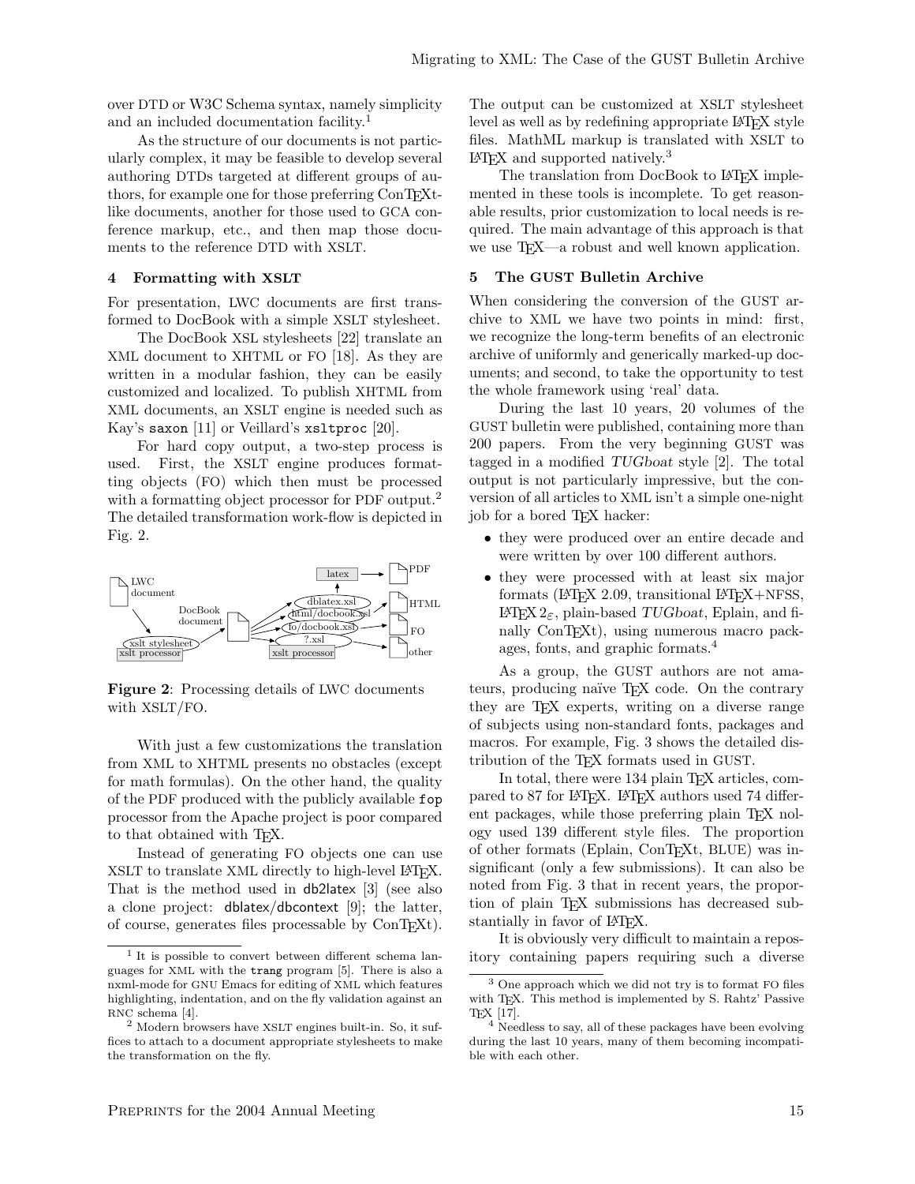over DTD or W3C Schema syntax, namely simplicity and an included documentation facility.[1]

As the structure of our documents is not particularly complex, it may be feasible to develop several authoring DTDs targeted at different groups of authors, for example one for those preferring ConTEXt-like documents, another for those used to GCA conference markup, etc., and then map those documents to the reference DTD with XSLT.

## 4 Formatting with XSLT

For presentation, LWC documents are first transformed to DocBook with a simple XSLT stylesheet.

The DocBook XSL stylesheets [22] translate an XML document to XHTML or FO [18]. As they are written in a modular fashion, they can be easily customized and localized. To publish XHTML from XML documents, an XSLT engine is needed such as Kay's `saxon` [11] or Veillard's `xsltproc` [20].

For hard copy output, a two-step process is used. First, the XSLT engine produces formatting objects (FO) which then must be processed with a formatting object processor for PDF output.[2] The detailed transformation work-flow is depicted in Fig. 2.

**Figure 2**: Processing details of LWC documents with XSLT/FO.

With just a few customizations the translation from XML to XHTML presents no obstacles (except for math formulas). On the other hand, the quality of the PDF produced with the publicly available `fop` processor from the Apache project is poor compared to that obtained with TEX.

Instead of generating FO objects one can use XSLT to translate XML directly to high-level LATEX. That is the method used in db2latex [3] (see also a clone project: dblatex/dbcontext [9]; the latter, of course, generates files processable by ConTEXt). The output can be customized at XSLT stylesheet level as well as by redefining appropriate LATEX style files. MathML markup is translated with XSLT to LATEX and supported natively.[3]

The translation from DocBook to LATEX implemented in these tools is incomplete. To get reasonable results, prior customization to local needs is required. The main advantage of this approach is that we use TEX—a robust and well known application.

## 5 The GUST Bulletin Archive

When considering the conversion of the GUST archive to XML we have two points in mind: first, we recognize the long-term benefits of an electronic archive of uniformly and generically marked-up documents; and second, to take the opportunity to test the whole framework using 'real' data.

During the last 10 years, 20 volumes of the GUST bulletin were published, containing more than 200 papers. From the very beginning GUST was tagged in a modified *TUGboat* style [2]. The total output is not particularly impressive, but the conversion of all articles to XML isn't a simple one-night job for a bored TEX hacker:

- they were produced over an entire decade and were written by over 100 different authors.
- they were processed with at least six major formats (LATEX 2.09, transitional LATEX+NFSS, LATEX $2_\varepsilon$, plain-based *TUGboat*, Eplain, and finally ConTEXt), using numerous macro packages, fonts, and graphic formats.[4]

As a group, the GUST authors are not amateurs, producing naïve TEX code. On the contrary they are TEX experts, writing on a diverse range of subjects using non-standard fonts, packages and macros. For example, Fig. 3 shows the detailed distribution of the TEX formats used in GUST.

In total, there were 134 plain TEX articles, compared to 87 for LATEX. LATEX authors used 74 different packages, while those preferring plain TEX nology used 139 different style files. The proportion of other formats (Eplain, ConTEXt, BLUE) was insignificant (only a few submissions). It can also be noted from Fig. 3 that in recent years, the proportion of plain TEX submissions has decreased substantially in favor of LATEX.

It is obviously very difficult to maintain a repository containing papers requiring such a diverse

---

[1] It is possible to convert between different schema languages for XML with the `trang` program [5]. There is also a nxml-mode for GNU Emacs for editing of XML which features highlighting, indentation, and on the fly validation against an RNC schema [4].

[2] Modern browsers have XSLT engines built-in. So, it suffices to attach to a document appropriate stylesheets to make the transformation on the fly.

[3] One approach which we did not try is to format FO files with TEX. This method is implemented by S. Rahtz' Passive TEX [17].

[4] Needless to say, all of these packages have been evolving during the last 10 years, many of them becoming incompatible with each other.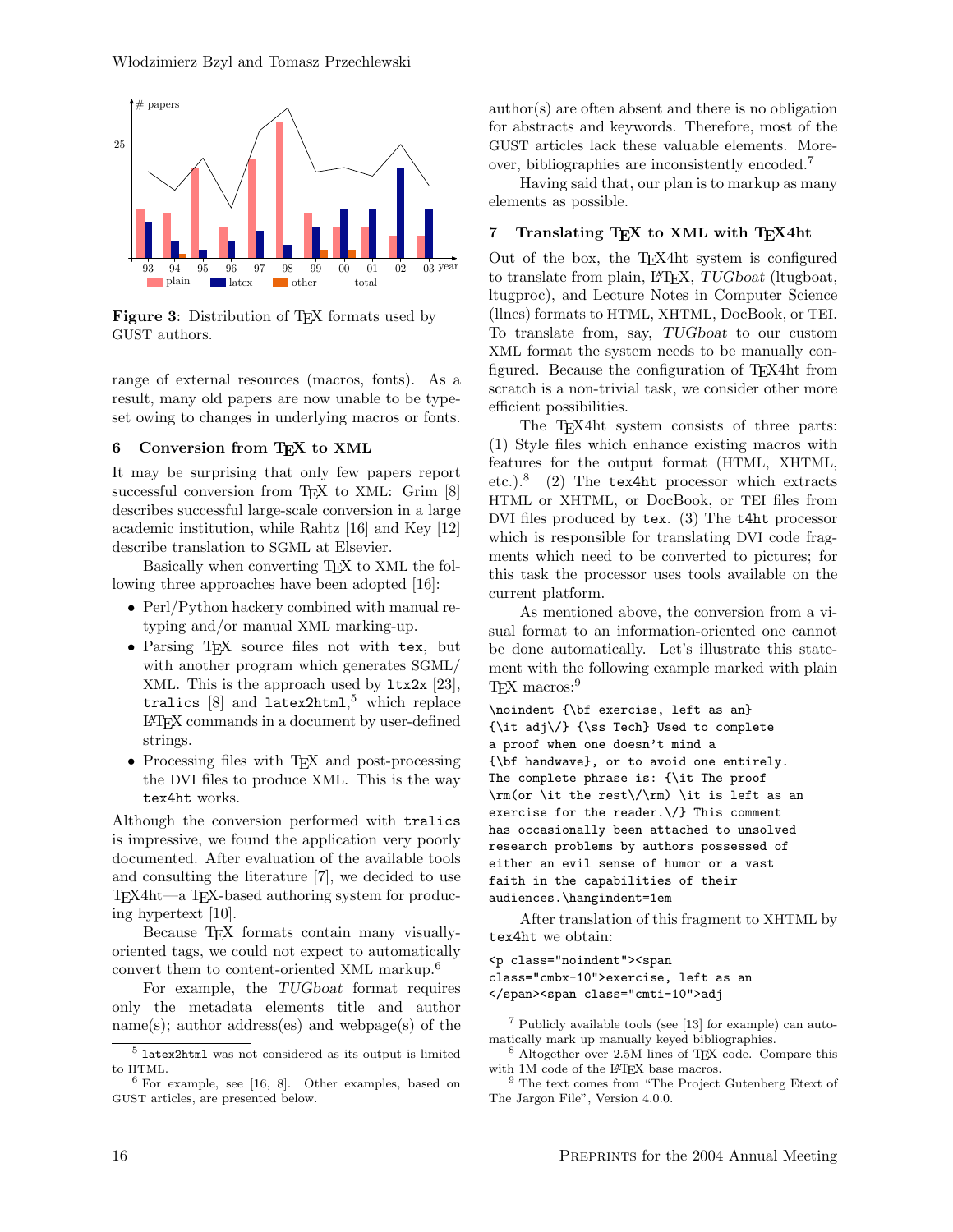Figure 3: Distribution of TEX formats used by GUST authors.

range of external resources (macros, fonts). As a result, many old papers are now unable to be typeset owing to changes in underlying macros or fonts.

## 6 Conversion from TEX to XML

It may be surprising that only few papers report successful conversion from TEX to XML: Grim [8] describes successful large-scale conversion in a large academic institution, while Rahtz [16] and Key [12] describe translation to SGML at Elsevier.

Basically when converting TEX to XML the following three approaches have been adopted [16]:

- Perl/Python hackery combined with manual retyping and/or manual XML marking-up.
- Parsing TEX source files not with `tex`, but with another program which generates SGML/XML. This is the approach used by `ltx2x` [23], `tralics` [8] and `latex2html`,[5] which replace LATEX commands in a document by user-defined strings.
- Processing files with TEX and post-processing the DVI files to produce XML. This is the way `tex4ht` works.

Although the conversion performed with `tralics` is impressive, we found the application very poorly documented. After evaluation of the available tools and consulting the literature [7], we decided to use TEX4ht—a TEX-based authoring system for producing hypertext [10].

Because TEX formats contain many visually-oriented tags, we could not expect to automatically convert them to content-oriented XML markup.[6]

For example, the *TUGboat* format requires only the metadata elements title and author name(s); author address(es) and webpage(s) of the author(s) are often absent and there is no obligation for abstracts and keywords. Therefore, most of the GUST articles lack these valuable elements. Moreover, bibliographies are inconsistently encoded.[7]

Having said that, our plan is to markup as many elements as possible.

## 7 Translating TEX to XML with TEX4ht

Out of the box, the TEX4ht system is configured to translate from plain, LATEX, *TUGboat* (ltugboat, ltugproc), and Lecture Notes in Computer Science (llncs) formats to HTML, XHTML, DocBook, or TEI. To translate from, say, *TUGboat* to our custom XML format the system needs to be manually configured. Because the configuration of TEX4ht from scratch is a non-trivial task, we consider other more efficient possibilities.

The TEX4ht system consists of three parts: (1) Style files which enhance existing macros with features for the output format (HTML, XHTML, etc.).[8] (2) The `tex4ht` processor which extracts HTML or XHTML, or DocBook, or TEI files from DVI files produced by `tex`. (3) The `t4ht` processor which is responsible for translating DVI code fragments which need to be converted to pictures; for this task the processor uses tools available on the current platform.

As mentioned above, the conversion from a visual format to an information-oriented one cannot be done automatically. Let's illustrate this statement with the following example marked with plain TEX macros:[9]

```
\noindent {\bf exercise, left as an}
{\it adj\/} {\ss Tech} Used to complete
a proof when one doesn't mind a
{\bf handwave}, or to avoid one entirely.
The complete phrase is: {\it The proof
\rm(or \it the rest\/\rm) \it is left as an
exercise for the reader.\/} This comment
has occasionally been attached to unsolved
research problems by authors possessed of
either an evil sense of humor or a vast
faith in the capabilities of their
audiences.\hangindent=1em
```

After translation of this fragment to XHTML by `tex4ht` we obtain:

```
<p class="noindent"><span
class="cmbx-10">exercise, left as an
</span><span class="cmti-10">adj
```

---

[5] `latex2html` was not considered as its output is limited to HTML.

[6] For example, see [16, 8]. Other examples, based on GUST articles, are presented below.

[7] Publicly available tools (see [13] for example) can automatically mark up manually keyed bibliographies.

[8] Altogether over 2.5M lines of TEX code. Compare this with 1M code of the LATEX base macros.

[9] The text comes from "The Project Gutenberg Etext of The Jargon File", Version 4.0.0.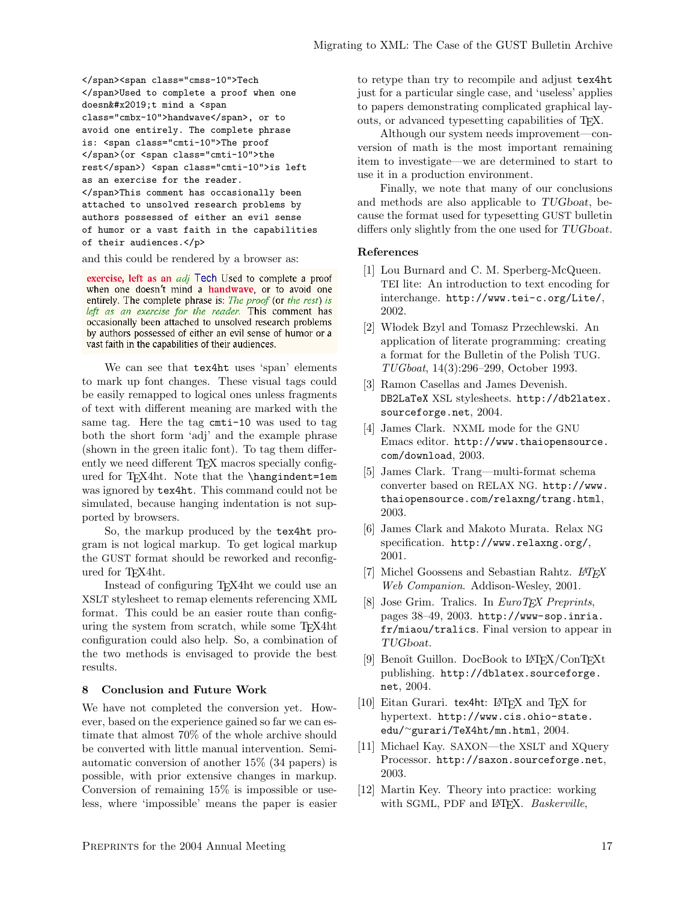```
</span><span class="cmss-10">Tech
</span>Used to complete a proof when one
doesn&#x2019;t mind a <span
class="cmbx-10">handwave</span>, or to
avoid one entirely. The complete phrase
is: <span class="cmti-10">The proof
</span>(or <span class="cmti-10">the
rest</span>) <span class="cmti-10">is left
as an exercise for the reader.
</span>This comment has occasionally been
attached to unsolved research problems by
authors possessed of either an evil sense
of humor or a vast faith in the capabilities
of their audiences.</p>
```

and this could be rendered by a browser as:

**exercise, left as an** *adj* Tech Used to complete a proof when one doesn't mind a **handwave**, or to avoid one entirely. The complete phrase is: *The proof* (or *the rest*) *is left as an exercise for the reader.* This comment has occasionally been attached to unsolved research problems by authors possessed of either an evil sense of humor or a vast faith in the capabilities of their audiences.

We can see that `tex4ht` uses 'span' elements to mark up font changes. These visual tags could be easily remapped to logical ones unless fragments of text with different meaning are marked with the same tag. Here the tag `cmti-10` was used to tag both the short form 'adj' and the example phrase (shown in the green italic font). To tag them differently we need different TeX macros specially configured for TeX4ht. Note that the `\hangindent=1em` was ignored by `tex4ht`. This command could not be simulated, because hanging indentation is not supported by browsers.

So, the markup produced by the `tex4ht` program is not logical markup. To get logical markup the GUST format should be reworked and reconfigured for TeX4ht.

Instead of configuring TeX4ht we could use an XSLT stylesheet to remap elements referencing XML format. This could be an easier route than configuring the system from scratch, while some TeX4ht configuration could also help. So, a combination of the two methods is envisaged to provide the best results.

## 8 Conclusion and Future Work

We have not completed the conversion yet. However, based on the experience gained so far we can estimate that almost 70% of the whole archive should be converted with little manual intervention. Semi-automatic conversion of another 15% (34 papers) is possible, with prior extensive changes in markup. Conversion of remaining 15% is impossible or useless, where 'impossible' means the paper is easier to retype than try to recompile and adjust `tex4ht` just for a particular single case, and 'useless' applies to papers demonstrating complicated graphical layouts, or advanced typesetting capabilities of TeX.

Although our system needs improvement—conversion of math is the most important remaining item to investigate—we are determined to start to use it in a production environment.

Finally, we note that many of our conclusions and methods are also applicable to *TUGboat*, because the format used for typesetting GUST bulletin differs only slightly from the one used for *TUGboat*.

### References

[1] Lou Burnard and C. M. Sperberg-McQueen. TEI lite: An introduction to text encoding for interchange. `http://www.tei-c.org/Lite/`, 2002.

[2] Włodek Bzyl and Tomasz Przechlewski. An application of literate programming: creating a format for the Bulletin of the Polish TUG. *TUGboat*, 14(3):296–299, October 1993.

[3] Ramon Casellas and James Devenish. DB2LaTeX XSL stylesheets. `http://db2latex.sourceforge.net`, 2004.

[4] James Clark. NXML mode for the GNU Emacs editor. `http://www.thaiopensource.com/download`, 2003.

[5] James Clark. Trang—multi-format schema converter based on RELAX NG. `http://www.thaiopensource.com/relaxng/trang.html`, 2003.

[6] James Clark and Makoto Murata. Relax NG specification. `http://www.relaxng.org/`, 2001.

[7] Michel Goossens and Sebastian Rahtz. *LaTeX Web Companion*. Addison-Wesley, 2001.

[8] Jose Grim. Tralics. In *EuroTeX Preprints*, pages 38–49, 2003. `http://www-sop.inria.fr/miaou/tralics`. Final version to appear in *TUGboat*.

[9] Benoît Guillon. DocBook to LaTeX/ConTeXt publishing. `http://dblatex.sourceforge.net`, 2004.

[10] Eitan Gurari. `tex4ht`: LaTeX and TeX for hypertext. `http://www.cis.ohio-state.edu/~gurari/TeX4ht/mn.html`, 2004.

[11] Michael Kay. SAXON—the XSLT and XQuery Processor. `http://saxon.sourceforge.net`, 2003.

[12] Martin Key. Theory into practice: working with SGML, PDF and LaTeX. *Baskerville*,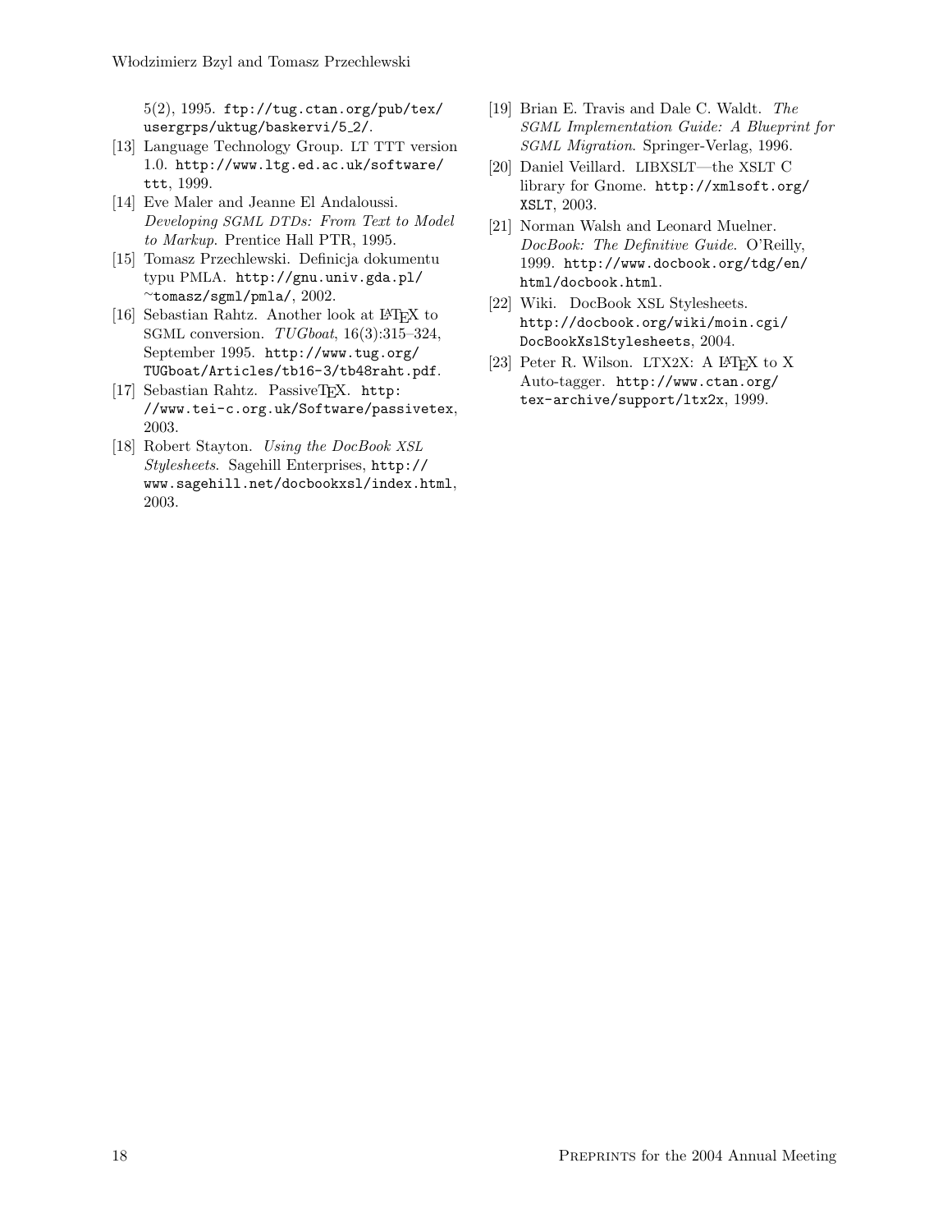5(2), 1995. `ftp://tug.ctan.org/pub/tex/usergrps/uktug/baskervi/5_2/`.

[13] Language Technology Group. LT TTT version 1.0. `http://www.ltg.ed.ac.uk/software/ttt`, 1999.

[14] Eve Maler and Jeanne El Andaloussi. *Developing SGML DTDs: From Text to Model to Markup*. Prentice Hall PTR, 1995.

[15] Tomasz Przechlewski. Definicja dokumentu typu PMLA. `http://gnu.univ.gda.pl/~tomasz/sgml/pmla/`, 2002.

[16] Sebastian Rahtz. Another look at LaTeX to SGML conversion. *TUGboat*, 16(3):315–324, September 1995. `http://www.tug.org/TUGboat/Articles/tb16-3/tb48raht.pdf`.

[17] Sebastian Rahtz. PassiveTeX. `http://www.tei-c.org.uk/Software/passivetex`, 2003.

[18] Robert Stayton. *Using the DocBook XSL Stylesheets*. Sagehill Enterprises, `http://www.sagehill.net/docbookxsl/index.html`, 2003.

[19] Brian E. Travis and Dale C. Waldt. *The SGML Implementation Guide: A Blueprint for SGML Migration*. Springer-Verlag, 1996.

[20] Daniel Veillard. LIBXSLT—the XSLT C library for Gnome. `http://xmlsoft.org/XSLT`, 2003.

[21] Norman Walsh and Leonard Muelner. *DocBook: The Definitive Guide*. O'Reilly, 1999. `http://www.docbook.org/tdg/en/html/docbook.html`.

[22] Wiki. DocBook XSL Stylesheets. `http://docbook.org/wiki/moin.cgi/DocBookXslStylesheets`, 2004.

[23] Peter R. Wilson. LTX2X: A LaTeX to X Auto-tagger. `http://www.ctan.org/tex-archive/support/ltx2x`, 1999.